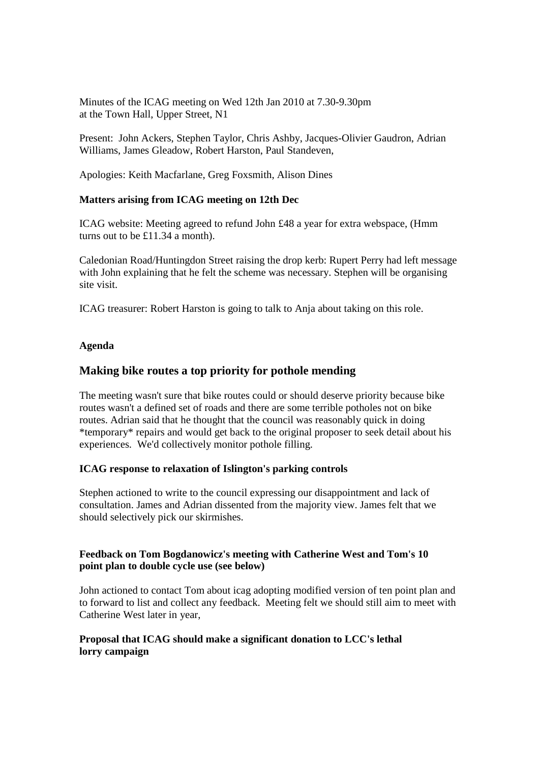Minutes of the ICAG meeting on Wed 12th Jan 2010 at 7.30-9.30pm
at the Town Hall, Upper Street, N1

Present: John Ackers, Stephen Taylor, Chris Ashby, Jacques-Olivier Gaudron, Adrian Williams, James Gleadow, Robert Harston, Paul Standeven,

Apologies: Keith Macfarlane, Greg Foxsmith, Alison Dines

**Matters arising from ICAG meeting on 12th Dec**

ICAG website: Meeting agreed to refund John £48 a year for extra webspace, (Hmm turns out to be £11.34 a month).

Caledonian Road/Huntingdon Street raising the drop kerb: Rupert Perry had left message with John explaining that he felt the scheme was necessary. Stephen will be organising site visit.

ICAG treasurer: Robert Harston is going to talk to Anja about taking on this role.

**Agenda**

## Making bike routes a top priority for pothole mending

The meeting wasn't sure that bike routes could or should deserve priority because bike routes wasn't a defined set of roads and there are some terrible potholes not on bike routes. Adrian said that he thought that the council was reasonably quick in doing *temporary* repairs and would get back to the original proposer to seek detail about his experiences. We'd collectively monitor pothole filling.

**ICAG response to relaxation of Islington's parking controls**

Stephen actioned to write to the council expressing our disappointment and lack of consultation. James and Adrian dissented from the majority view. James felt that we should selectively pick our skirmishes.

**Feedback on Tom Bogdanowicz's meeting with Catherine West and Tom's 10 point plan to double cycle use (see below)**

John actioned to contact Tom about icag adopting modified version of ten point plan and to forward to list and collect any feedback. Meeting felt we should still aim to meet with Catherine West later in year,

**Proposal that ICAG should make a significant donation to LCC's lethal lorry campaign**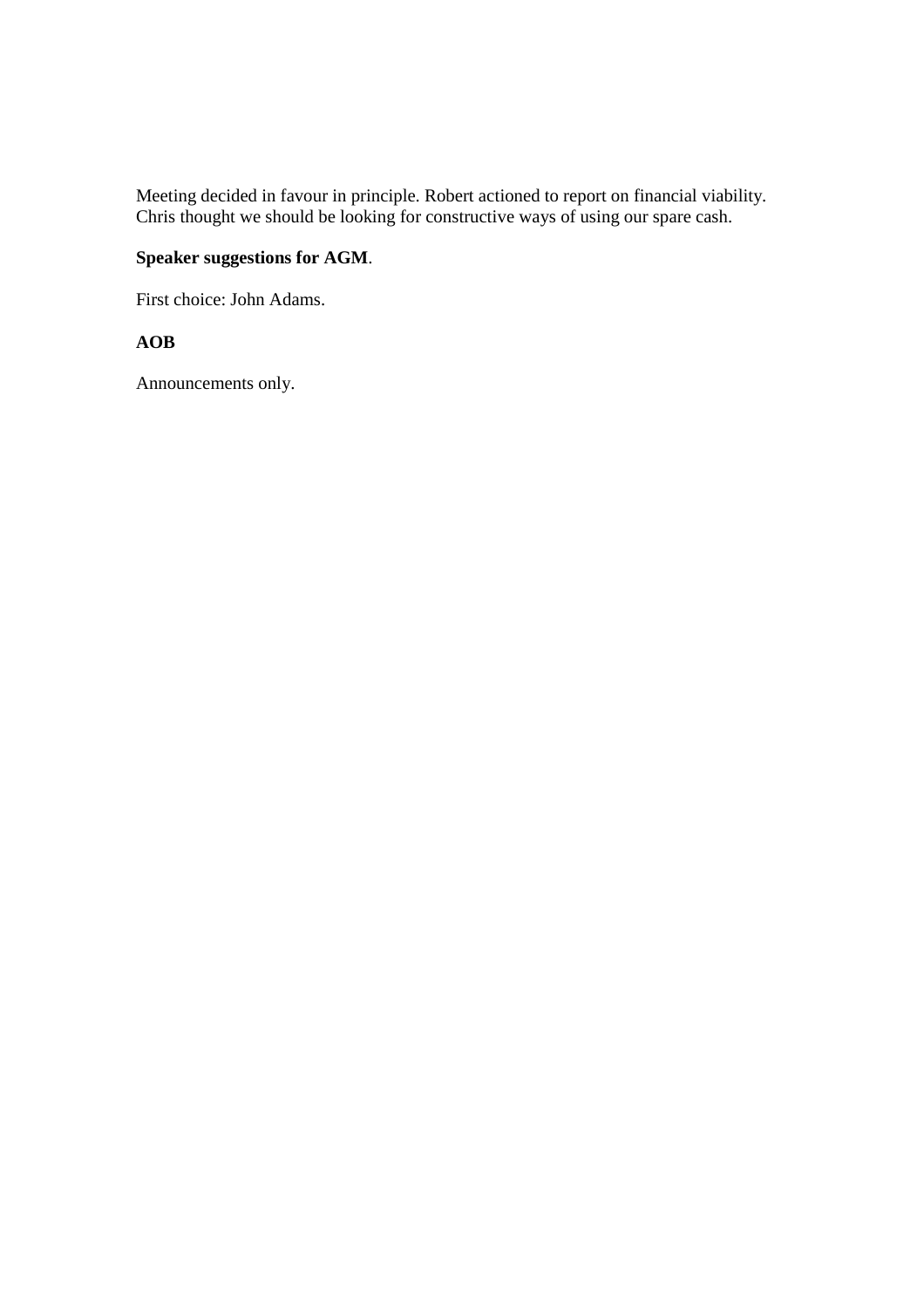Meeting decided in favour in principle. Robert actioned to report on financial viability. Chris thought we should be looking for constructive ways of using our spare cash.

**Speaker suggestions for AGM**.

First choice: John Adams.

**AOB**

Announcements only.